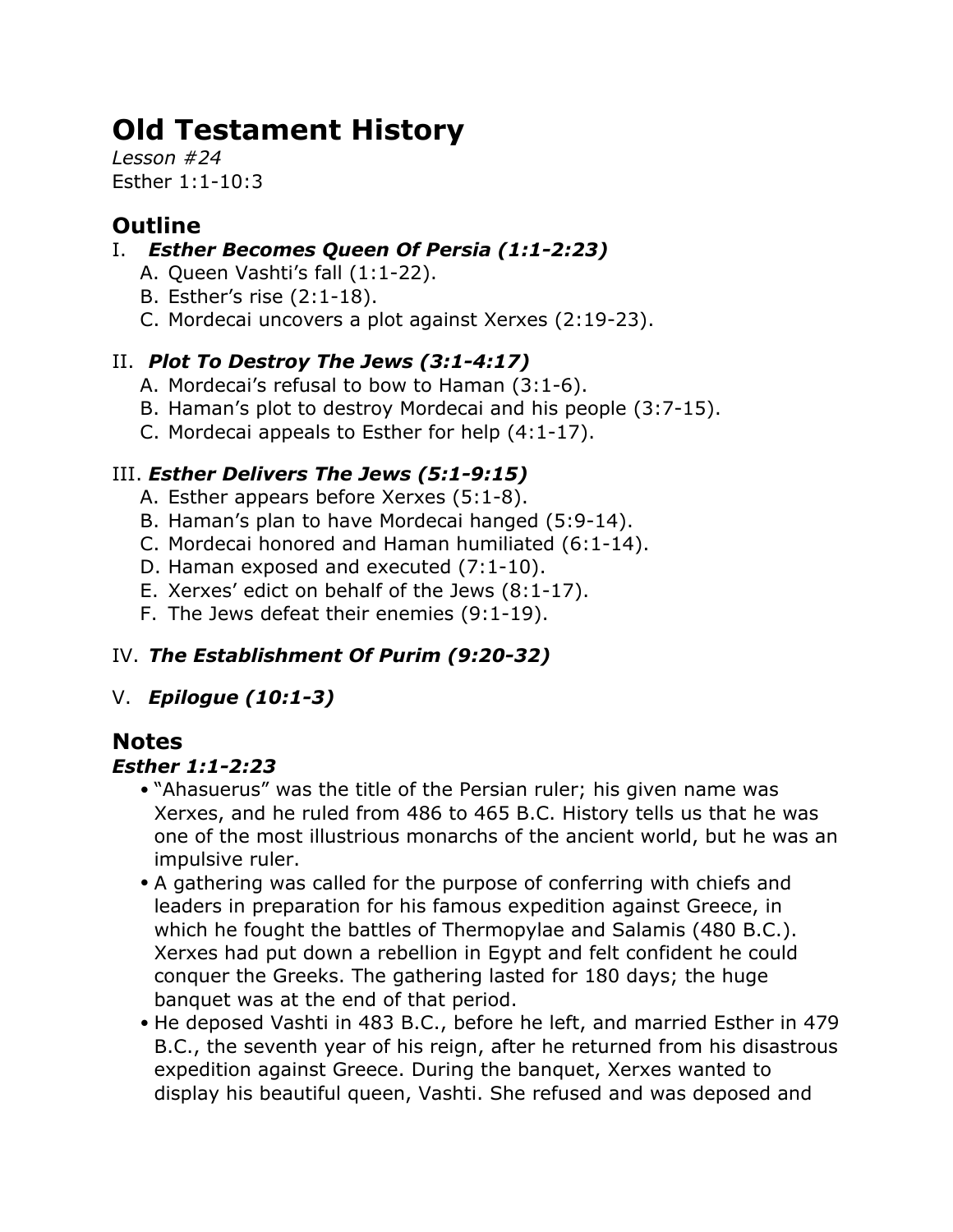# Old Testament History

*Lesson #24*
Esther 1:1-10:3

## Outline

I. ***Esther Becomes Queen Of Persia (1:1-2:23)***

   A. Queen Vashti's fall (1:1-22).
   B. Esther's rise (2:1-18).
   C. Mordecai uncovers a plot against Xerxes (2:19-23).

II. ***Plot To Destroy The Jews (3:1-4:17)***

   A. Mordecai's refusal to bow to Haman (3:1-6).
   B. Haman's plot to destroy Mordecai and his people (3:7-15).
   C. Mordecai appeals to Esther for help (4:1-17).

III. ***Esther Delivers The Jews (5:1-9:15)***

   A. Esther appears before Xerxes (5:1-8).
   B. Haman's plan to have Mordecai hanged (5:9-14).
   C. Mordecai honored and Haman humiliated (6:1-14).
   D. Haman exposed and executed (7:1-10).
   E. Xerxes' edict on behalf of the Jews (8:1-17).
   F. The Jews defeat their enemies (9:1-19).

IV. ***The Establishment Of Purim (9:20-32)***

V. ***Epilogue (10:1-3)***

## Notes

### *Esther 1:1-2:23*

- "Ahasuerus" was the title of the Persian ruler; his given name was Xerxes, and he ruled from 486 to 465 B.C. History tells us that he was one of the most illustrious monarchs of the ancient world, but he was an impulsive ruler.
- A gathering was called for the purpose of conferring with chiefs and leaders in preparation for his famous expedition against Greece, in which he fought the battles of Thermopylae and Salamis (480 B.C.). Xerxes had put down a rebellion in Egypt and felt confident he could conquer the Greeks. The gathering lasted for 180 days; the huge banquet was at the end of that period.
- He deposed Vashti in 483 B.C., before he left, and married Esther in 479 B.C., the seventh year of his reign, after he returned from his disastrous expedition against Greece. During the banquet, Xerxes wanted to display his beautiful queen, Vashti. She refused and was deposed and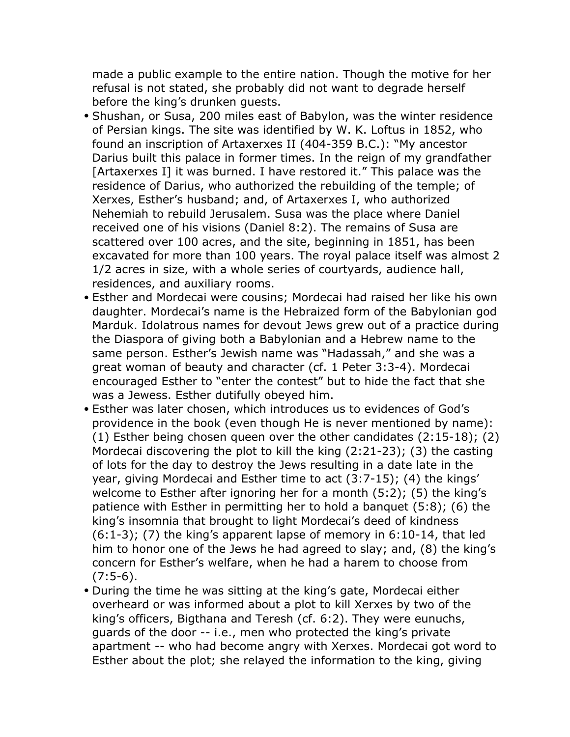made a public example to the entire nation. Though the motive for her refusal is not stated, she probably did not want to degrade herself before the king's drunken guests.

- Shushan, or Susa, 200 miles east of Babylon, was the winter residence of Persian kings. The site was identified by W. K. Loftus in 1852, who found an inscription of Artaxerxes II (404-359 B.C.): "My ancestor Darius built this palace in former times. In the reign of my grandfather [Artaxerxes I] it was burned. I have restored it." This palace was the residence of Darius, who authorized the rebuilding of the temple; of Xerxes, Esther's husband; and, of Artaxerxes I, who authorized Nehemiah to rebuild Jerusalem. Susa was the place where Daniel received one of his visions (Daniel 8:2). The remains of Susa are scattered over 100 acres, and the site, beginning in 1851, has been excavated for more than 100 years. The royal palace itself was almost 2 1/2 acres in size, with a whole series of courtyards, audience hall, residences, and auxiliary rooms.
- Esther and Mordecai were cousins; Mordecai had raised her like his own daughter. Mordecai's name is the Hebraized form of the Babylonian god Marduk. Idolatrous names for devout Jews grew out of a practice during the Diaspora of giving both a Babylonian and a Hebrew name to the same person. Esther's Jewish name was "Hadassah," and she was a great woman of beauty and character (cf. 1 Peter 3:3-4). Mordecai encouraged Esther to "enter the contest" but to hide the fact that she was a Jewess. Esther dutifully obeyed him.
- Esther was later chosen, which introduces us to evidences of God's providence in the book (even though He is never mentioned by name): (1) Esther being chosen queen over the other candidates (2:15-18); (2) Mordecai discovering the plot to kill the king (2:21-23); (3) the casting of lots for the day to destroy the Jews resulting in a date late in the year, giving Mordecai and Esther time to act (3:7-15); (4) the kings' welcome to Esther after ignoring her for a month (5:2); (5) the king's patience with Esther in permitting her to hold a banquet (5:8); (6) the king's insomnia that brought to light Mordecai's deed of kindness (6:1-3); (7) the king's apparent lapse of memory in 6:10-14, that led him to honor one of the Jews he had agreed to slay; and, (8) the king's concern for Esther's welfare, when he had a harem to choose from (7:5-6).
- During the time he was sitting at the king's gate, Mordecai either overheard or was informed about a plot to kill Xerxes by two of the king's officers, Bigthana and Teresh (cf. 6:2). They were eunuchs, guards of the door -- i.e., men who protected the king's private apartment -- who had become angry with Xerxes. Mordecai got word to Esther about the plot; she relayed the information to the king, giving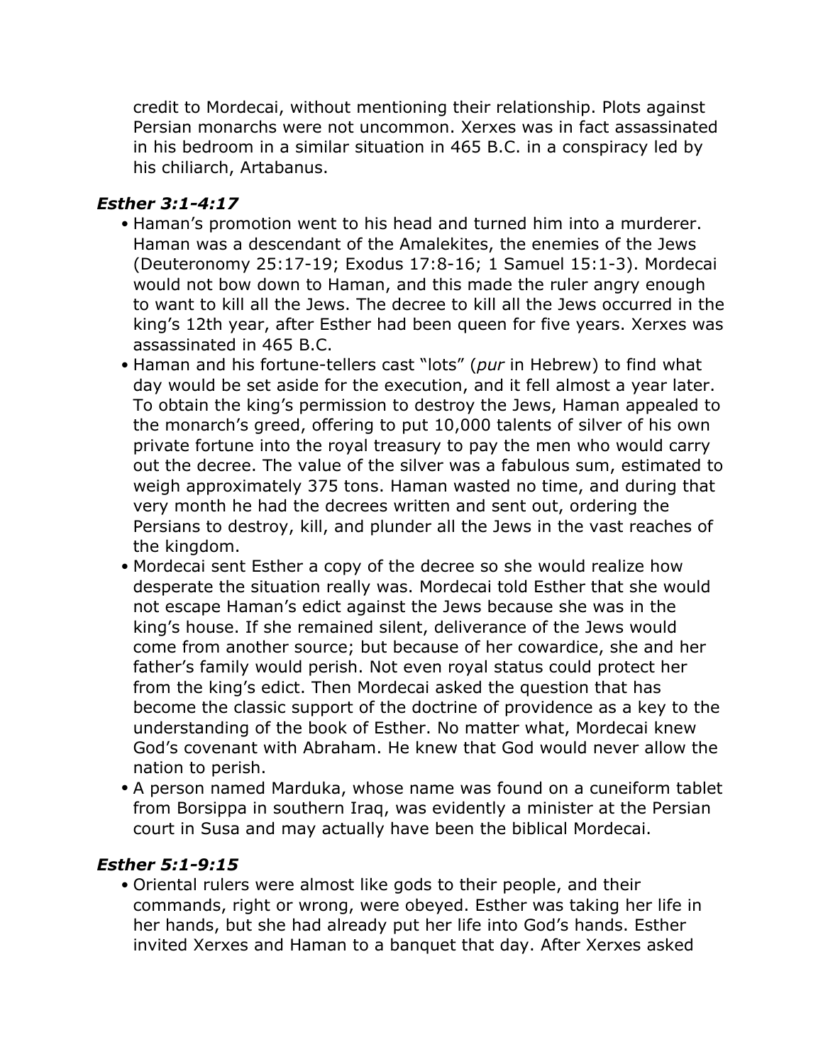credit to Mordecai, without mentioning their relationship. Plots against Persian monarchs were not uncommon. Xerxes was in fact assassinated in his bedroom in a similar situation in 465 B.C. in a conspiracy led by his chiliarch, Artabanus.

### *Esther 3:1-4:17*

- Haman's promotion went to his head and turned him into a murderer. Haman was a descendant of the Amalekites, the enemies of the Jews (Deuteronomy 25:17-19; Exodus 17:8-16; 1 Samuel 15:1-3). Mordecai would not bow down to Haman, and this made the ruler angry enough to want to kill all the Jews. The decree to kill all the Jews occurred in the king's 12th year, after Esther had been queen for five years. Xerxes was assassinated in 465 B.C.
- Haman and his fortune-tellers cast "lots" (*pur* in Hebrew) to find what day would be set aside for the execution, and it fell almost a year later. To obtain the king's permission to destroy the Jews, Haman appealed to the monarch's greed, offering to put 10,000 talents of silver of his own private fortune into the royal treasury to pay the men who would carry out the decree. The value of the silver was a fabulous sum, estimated to weigh approximately 375 tons. Haman wasted no time, and during that very month he had the decrees written and sent out, ordering the Persians to destroy, kill, and plunder all the Jews in the vast reaches of the kingdom.
- Mordecai sent Esther a copy of the decree so she would realize how desperate the situation really was. Mordecai told Esther that she would not escape Haman's edict against the Jews because she was in the king's house. If she remained silent, deliverance of the Jews would come from another source; but because of her cowardice, she and her father's family would perish. Not even royal status could protect her from the king's edict. Then Mordecai asked the question that has become the classic support of the doctrine of providence as a key to the understanding of the book of Esther. No matter what, Mordecai knew God's covenant with Abraham. He knew that God would never allow the nation to perish.
- A person named Marduka, whose name was found on a cuneiform tablet from Borsippa in southern Iraq, was evidently a minister at the Persian court in Susa and may actually have been the biblical Mordecai.

### *Esther 5:1-9:15*

- Oriental rulers were almost like gods to their people, and their commands, right or wrong, were obeyed. Esther was taking her life in her hands, but she had already put her life into God's hands. Esther invited Xerxes and Haman to a banquet that day. After Xerxes asked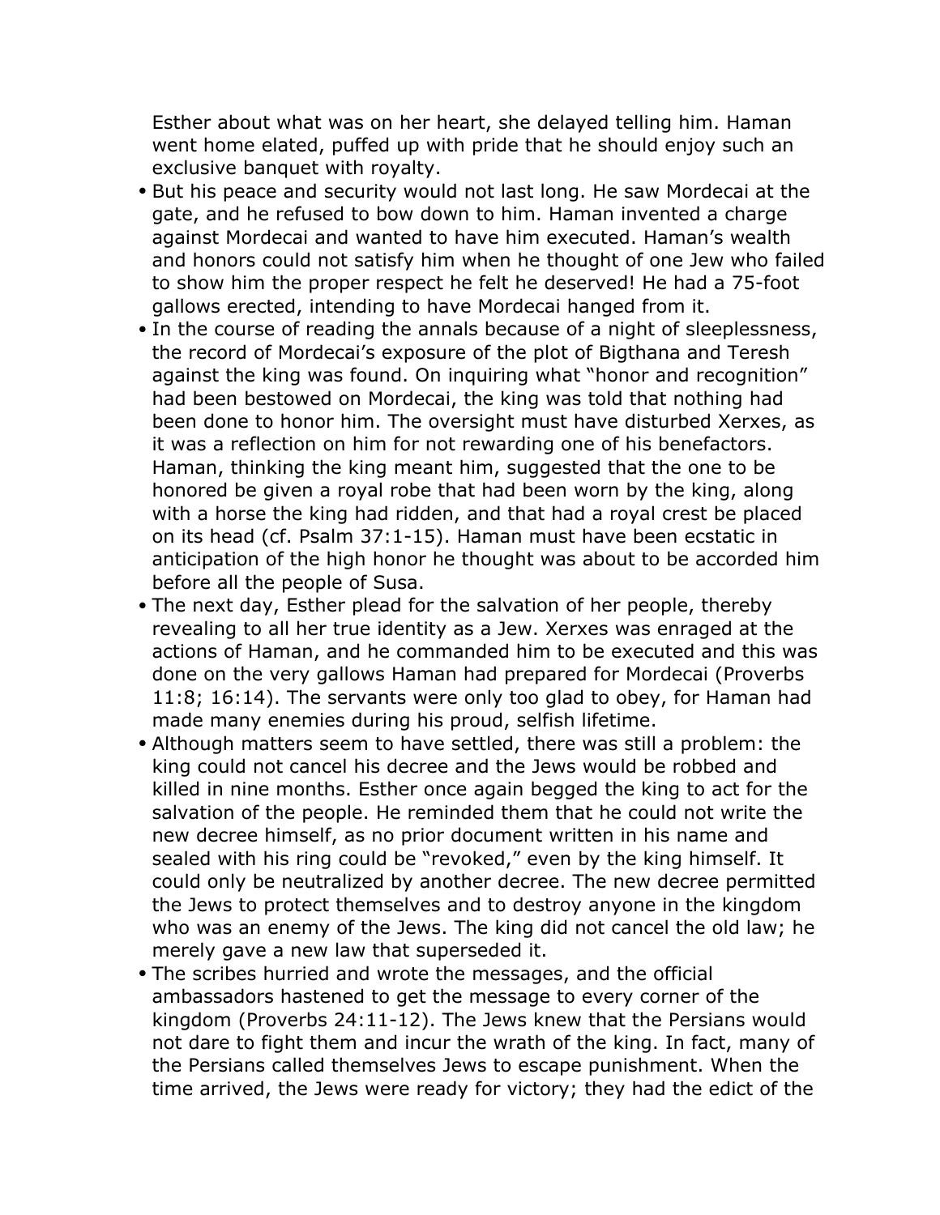Esther about what was on her heart, she delayed telling him. Haman went home elated, puffed up with pride that he should enjoy such an exclusive banquet with royalty.

- But his peace and security would not last long. He saw Mordecai at the gate, and he refused to bow down to him. Haman invented a charge against Mordecai and wanted to have him executed. Haman's wealth and honors could not satisfy him when he thought of one Jew who failed to show him the proper respect he felt he deserved! He had a 75-foot gallows erected, intending to have Mordecai hanged from it.
- In the course of reading the annals because of a night of sleeplessness, the record of Mordecai's exposure of the plot of Bigthana and Teresh against the king was found. On inquiring what "honor and recognition" had been bestowed on Mordecai, the king was told that nothing had been done to honor him. The oversight must have disturbed Xerxes, as it was a reflection on him for not rewarding one of his benefactors. Haman, thinking the king meant him, suggested that the one to be honored be given a royal robe that had been worn by the king, along with a horse the king had ridden, and that had a royal crest be placed on its head (cf. Psalm 37:1-15). Haman must have been ecstatic in anticipation of the high honor he thought was about to be accorded him before all the people of Susa.
- The next day, Esther plead for the salvation of her people, thereby revealing to all her true identity as a Jew. Xerxes was enraged at the actions of Haman, and he commanded him to be executed and this was done on the very gallows Haman had prepared for Mordecai (Proverbs 11:8; 16:14). The servants were only too glad to obey, for Haman had made many enemies during his proud, selfish lifetime.
- Although matters seem to have settled, there was still a problem: the king could not cancel his decree and the Jews would be robbed and killed in nine months. Esther once again begged the king to act for the salvation of the people. He reminded them that he could not write the new decree himself, as no prior document written in his name and sealed with his ring could be "revoked," even by the king himself. It could only be neutralized by another decree. The new decree permitted the Jews to protect themselves and to destroy anyone in the kingdom who was an enemy of the Jews. The king did not cancel the old law; he merely gave a new law that superseded it.
- The scribes hurried and wrote the messages, and the official ambassadors hastened to get the message to every corner of the kingdom (Proverbs 24:11-12). The Jews knew that the Persians would not dare to fight them and incur the wrath of the king. In fact, many of the Persians called themselves Jews to escape punishment. When the time arrived, the Jews were ready for victory; they had the edict of the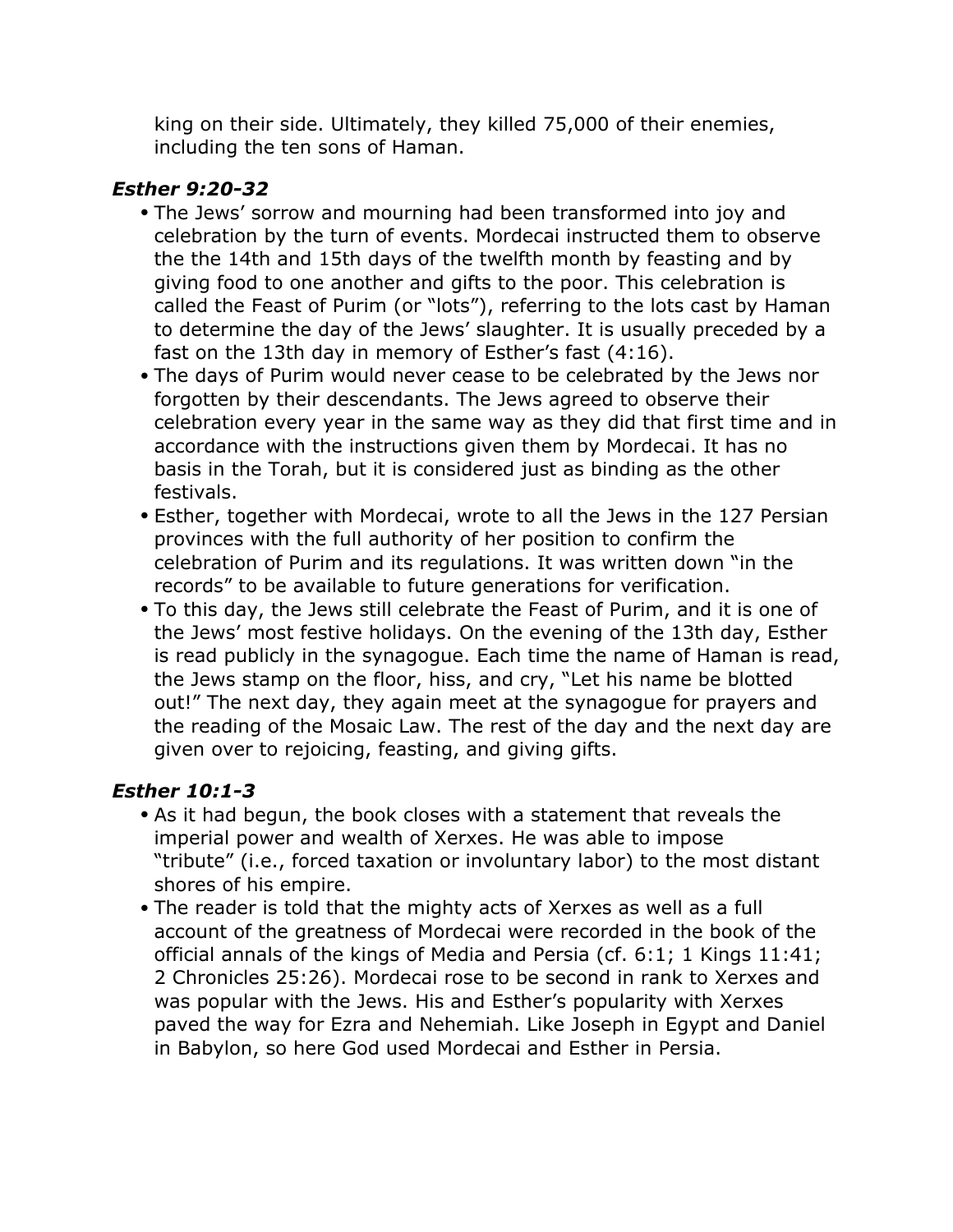king on their side. Ultimately, they killed 75,000 of their enemies, including the ten sons of Haman.

### *Esther 9:20-32*

- The Jews' sorrow and mourning had been transformed into joy and celebration by the turn of events. Mordecai instructed them to observe the the 14th and 15th days of the twelfth month by feasting and by giving food to one another and gifts to the poor. This celebration is called the Feast of Purim (or "lots"), referring to the lots cast by Haman to determine the day of the Jews' slaughter. It is usually preceded by a fast on the 13th day in memory of Esther's fast (4:16).
- The days of Purim would never cease to be celebrated by the Jews nor forgotten by their descendants. The Jews agreed to observe their celebration every year in the same way as they did that first time and in accordance with the instructions given them by Mordecai. It has no basis in the Torah, but it is considered just as binding as the other festivals.
- Esther, together with Mordecai, wrote to all the Jews in the 127 Persian provinces with the full authority of her position to confirm the celebration of Purim and its regulations. It was written down "in the records" to be available to future generations for verification.
- To this day, the Jews still celebrate the Feast of Purim, and it is one of the Jews' most festive holidays. On the evening of the 13th day, Esther is read publicly in the synagogue. Each time the name of Haman is read, the Jews stamp on the floor, hiss, and cry, "Let his name be blotted out!" The next day, they again meet at the synagogue for prayers and the reading of the Mosaic Law. The rest of the day and the next day are given over to rejoicing, feasting, and giving gifts.

### *Esther 10:1-3*

- As it had begun, the book closes with a statement that reveals the imperial power and wealth of Xerxes. He was able to impose "tribute" (i.e., forced taxation or involuntary labor) to the most distant shores of his empire.
- The reader is told that the mighty acts of Xerxes as well as a full account of the greatness of Mordecai were recorded in the book of the official annals of the kings of Media and Persia (cf. 6:1; 1 Kings 11:41; 2 Chronicles 25:26). Mordecai rose to be second in rank to Xerxes and was popular with the Jews. His and Esther's popularity with Xerxes paved the way for Ezra and Nehemiah. Like Joseph in Egypt and Daniel in Babylon, so here God used Mordecai and Esther in Persia.